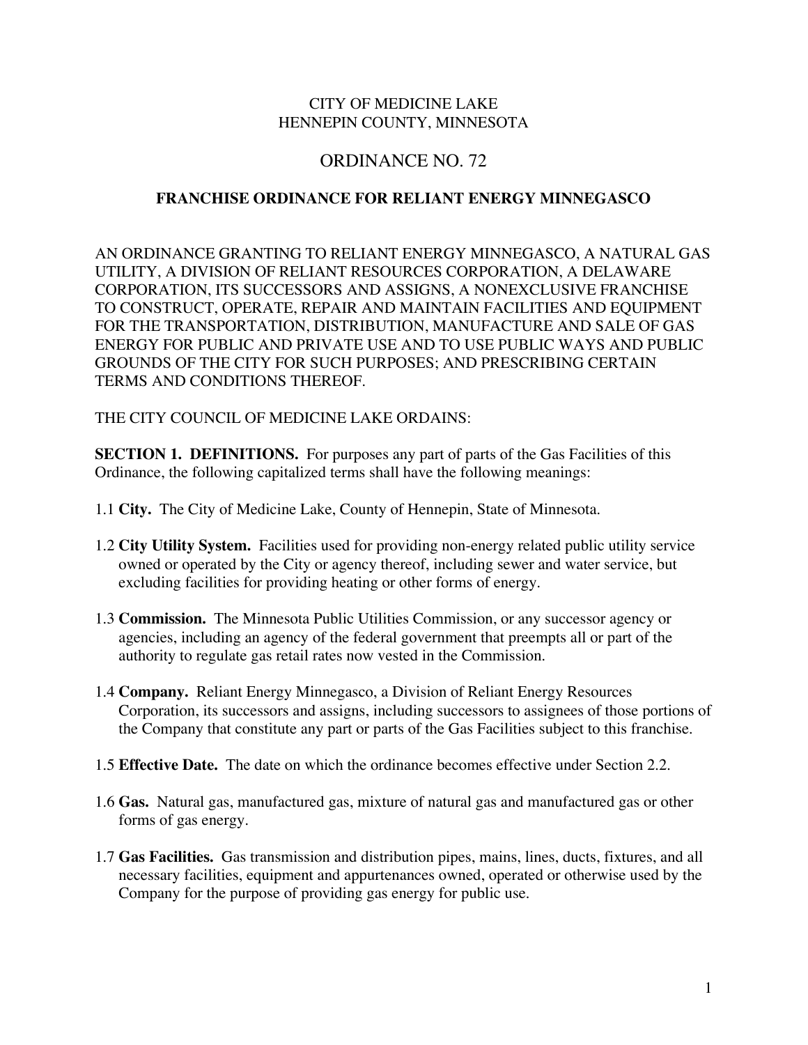CITY OF MEDICINE LAKE
HENNEPIN COUNTY, MINNESOTA

# ORDINANCE NO. 72

## FRANCHISE ORDINANCE FOR RELIANT ENERGY MINNEGASCO

AN ORDINANCE GRANTING TO RELIANT ENERGY MINNEGASCO, A NATURAL GAS UTILITY, A DIVISION OF RELIANT RESOURCES CORPORATION, A DELAWARE CORPORATION, ITS SUCCESSORS AND ASSIGNS, A NONEXCLUSIVE FRANCHISE TO CONSTRUCT, OPERATE, REPAIR AND MAINTAIN FACILITIES AND EQUIPMENT FOR THE TRANSPORTATION, DISTRIBUTION, MANUFACTURE AND SALE OF GAS ENERGY FOR PUBLIC AND PRIVATE USE AND TO USE PUBLIC WAYS AND PUBLIC GROUNDS OF THE CITY FOR SUCH PURPOSES; AND PRESCRIBING CERTAIN TERMS AND CONDITIONS THEREOF.

THE CITY COUNCIL OF MEDICINE LAKE ORDAINS:

**SECTION 1. DEFINITIONS.** For purposes any part of parts of the Gas Facilities of this Ordinance, the following capitalized terms shall have the following meanings:

1.1 **City.** The City of Medicine Lake, County of Hennepin, State of Minnesota.

1.2 **City Utility System.** Facilities used for providing non-energy related public utility service owned or operated by the City or agency thereof, including sewer and water service, but excluding facilities for providing heating or other forms of energy.

1.3 **Commission.** The Minnesota Public Utilities Commission, or any successor agency or agencies, including an agency of the federal government that preempts all or part of the authority to regulate gas retail rates now vested in the Commission.

1.4 **Company.** Reliant Energy Minnegasco, a Division of Reliant Energy Resources Corporation, its successors and assigns, including successors to assignees of those portions of the Company that constitute any part or parts of the Gas Facilities subject to this franchise.

1.5 **Effective Date.** The date on which the ordinance becomes effective under Section 2.2.

1.6 **Gas.** Natural gas, manufactured gas, mixture of natural gas and manufactured gas or other forms of gas energy.

1.7 **Gas Facilities.** Gas transmission and distribution pipes, mains, lines, ducts, fixtures, and all necessary facilities, equipment and appurtenances owned, operated or otherwise used by the Company for the purpose of providing gas energy for public use.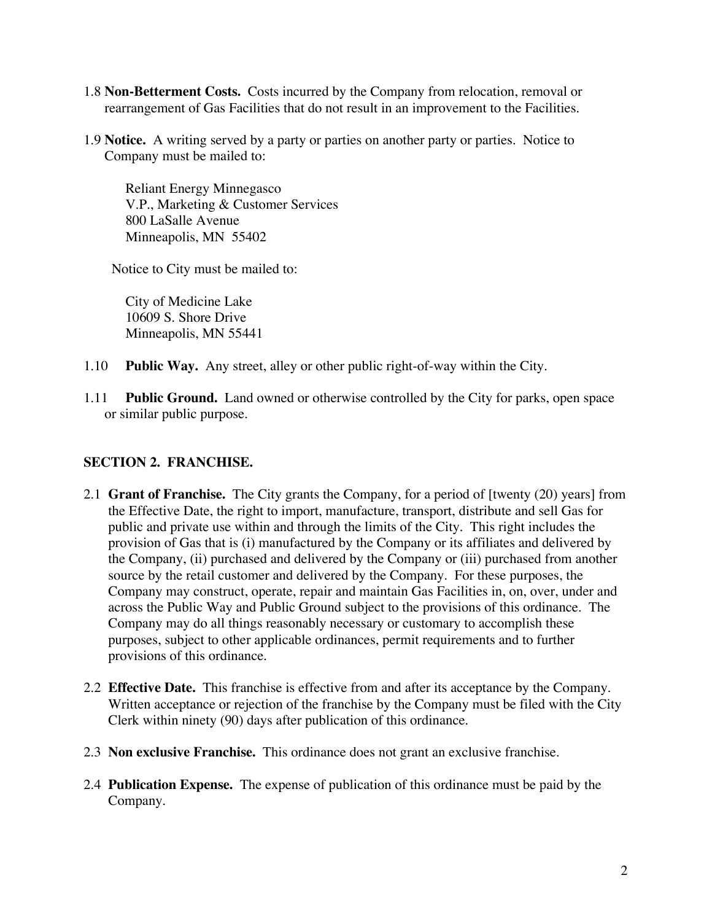1.8 **Non-Betterment Costs.** Costs incurred by the Company from relocation, removal or rearrangement of Gas Facilities that do not result in an improvement to the Facilities.

1.9 **Notice.** A writing served by a party or parties on another party or parties. Notice to Company must be mailed to:

> Reliant Energy Minnegasco
> V.P., Marketing & Customer Services
> 800 LaSalle Avenue
> Minneapolis, MN 55402

Notice to City must be mailed to:

> City of Medicine Lake
> 10609 S. Shore Drive
> Minneapolis, MN 55441

1.10 **Public Way.** Any street, alley or other public right-of-way within the City.

1.11 **Public Ground.** Land owned or otherwise controlled by the City for parks, open space or similar public purpose.

## SECTION 2. FRANCHISE.

2.1 **Grant of Franchise.** The City grants the Company, for a period of [twenty (20) years] from the Effective Date, the right to import, manufacture, transport, distribute and sell Gas for public and private use within and through the limits of the City. This right includes the provision of Gas that is (i) manufactured by the Company or its affiliates and delivered by the Company, (ii) purchased and delivered by the Company or (iii) purchased from another source by the retail customer and delivered by the Company. For these purposes, the Company may construct, operate, repair and maintain Gas Facilities in, on, over, under and across the Public Way and Public Ground subject to the provisions of this ordinance. The Company may do all things reasonably necessary or customary to accomplish these purposes, subject to other applicable ordinances, permit requirements and to further provisions of this ordinance.

2.2 **Effective Date.** This franchise is effective from and after its acceptance by the Company. Written acceptance or rejection of the franchise by the Company must be filed with the City Clerk within ninety (90) days after publication of this ordinance.

2.3 **Non exclusive Franchise.** This ordinance does not grant an exclusive franchise.

2.4 **Publication Expense.** The expense of publication of this ordinance must be paid by the Company.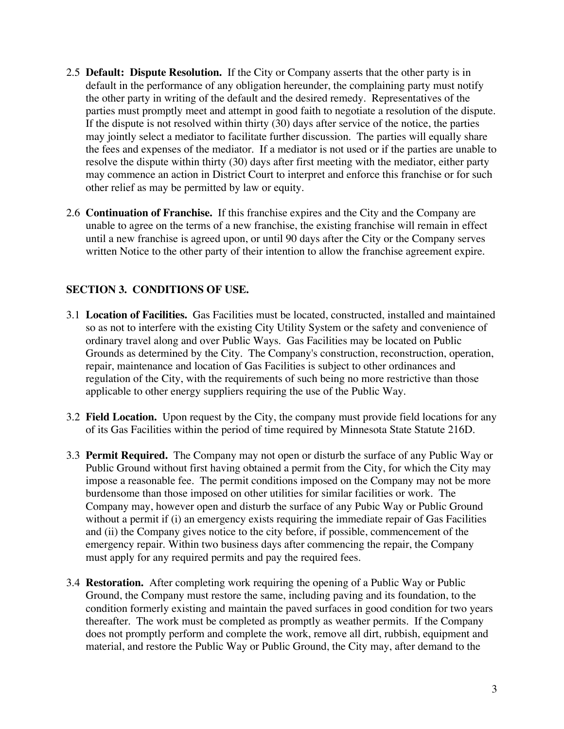2.5 **Default: Dispute Resolution.** If the City or Company asserts that the other party is in default in the performance of any obligation hereunder, the complaining party must notify the other party in writing of the default and the desired remedy. Representatives of the parties must promptly meet and attempt in good faith to negotiate a resolution of the dispute. If the dispute is not resolved within thirty (30) days after service of the notice, the parties may jointly select a mediator to facilitate further discussion. The parties will equally share the fees and expenses of the mediator. If a mediator is not used or if the parties are unable to resolve the dispute within thirty (30) days after first meeting with the mediator, either party may commence an action in District Court to interpret and enforce this franchise or for such other relief as may be permitted by law or equity.

2.6 **Continuation of Franchise.** If this franchise expires and the City and the Company are unable to agree on the terms of a new franchise, the existing franchise will remain in effect until a new franchise is agreed upon, or until 90 days after the City or the Company serves written Notice to the other party of their intention to allow the franchise agreement expire.

## SECTION 3. CONDITIONS OF USE.

3.1 **Location of Facilities.** Gas Facilities must be located, constructed, installed and maintained so as not to interfere with the existing City Utility System or the safety and convenience of ordinary travel along and over Public Ways. Gas Facilities may be located on Public Grounds as determined by the City. The Company's construction, reconstruction, operation, repair, maintenance and location of Gas Facilities is subject to other ordinances and regulation of the City, with the requirements of such being no more restrictive than those applicable to other energy suppliers requiring the use of the Public Way.

3.2 **Field Location.** Upon request by the City, the company must provide field locations for any of its Gas Facilities within the period of time required by Minnesota State Statute 216D.

3.3 **Permit Required.** The Company may not open or disturb the surface of any Public Way or Public Ground without first having obtained a permit from the City, for which the City may impose a reasonable fee. The permit conditions imposed on the Company may not be more burdensome than those imposed on other utilities for similar facilities or work. The Company may, however open and disturb the surface of any Pubic Way or Public Ground without a permit if (i) an emergency exists requiring the immediate repair of Gas Facilities and (ii) the Company gives notice to the city before, if possible, commencement of the emergency repair. Within two business days after commencing the repair, the Company must apply for any required permits and pay the required fees.

3.4 **Restoration.** After completing work requiring the opening of a Public Way or Public Ground, the Company must restore the same, including paving and its foundation, to the condition formerly existing and maintain the paved surfaces in good condition for two years thereafter. The work must be completed as promptly as weather permits. If the Company does not promptly perform and complete the work, remove all dirt, rubbish, equipment and material, and restore the Public Way or Public Ground, the City may, after demand to the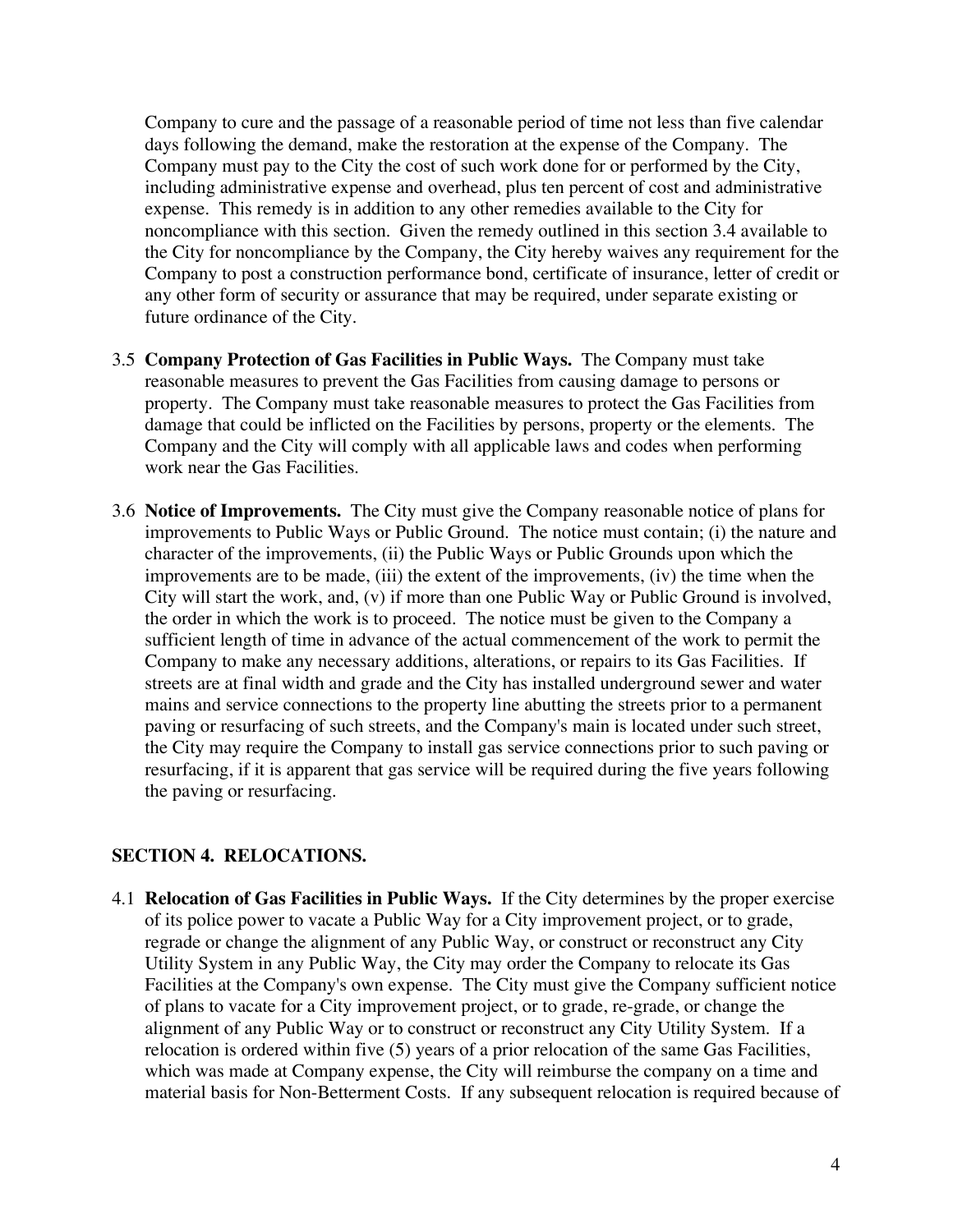Company to cure and the passage of a reasonable period of time not less than five calendar days following the demand, make the restoration at the expense of the Company. The Company must pay to the City the cost of such work done for or performed by the City, including administrative expense and overhead, plus ten percent of cost and administrative expense. This remedy is in addition to any other remedies available to the City for noncompliance with this section. Given the remedy outlined in this section 3.4 available to the City for noncompliance by the Company, the City hereby waives any requirement for the Company to post a construction performance bond, certificate of insurance, letter of credit or any other form of security or assurance that may be required, under separate existing or future ordinance of the City.

3.5 **Company Protection of Gas Facilities in Public Ways.** The Company must take reasonable measures to prevent the Gas Facilities from causing damage to persons or property. The Company must take reasonable measures to protect the Gas Facilities from damage that could be inflicted on the Facilities by persons, property or the elements. The Company and the City will comply with all applicable laws and codes when performing work near the Gas Facilities.

3.6 **Notice of Improvements.** The City must give the Company reasonable notice of plans for improvements to Public Ways or Public Ground. The notice must contain; (i) the nature and character of the improvements, (ii) the Public Ways or Public Grounds upon which the improvements are to be made, (iii) the extent of the improvements, (iv) the time when the City will start the work, and, (v) if more than one Public Way or Public Ground is involved, the order in which the work is to proceed. The notice must be given to the Company a sufficient length of time in advance of the actual commencement of the work to permit the Company to make any necessary additions, alterations, or repairs to its Gas Facilities. If streets are at final width and grade and the City has installed underground sewer and water mains and service connections to the property line abutting the streets prior to a permanent paving or resurfacing of such streets, and the Company's main is located under such street, the City may require the Company to install gas service connections prior to such paving or resurfacing, if it is apparent that gas service will be required during the five years following the paving or resurfacing.

## SECTION 4. RELOCATIONS.

4.1 **Relocation of Gas Facilities in Public Ways.** If the City determines by the proper exercise of its police power to vacate a Public Way for a City improvement project, or to grade, regrade or change the alignment of any Public Way, or construct or reconstruct any City Utility System in any Public Way, the City may order the Company to relocate its Gas Facilities at the Company's own expense. The City must give the Company sufficient notice of plans to vacate for a City improvement project, or to grade, re-grade, or change the alignment of any Public Way or to construct or reconstruct any City Utility System. If a relocation is ordered within five (5) years of a prior relocation of the same Gas Facilities, which was made at Company expense, the City will reimburse the company on a time and material basis for Non-Betterment Costs. If any subsequent relocation is required because of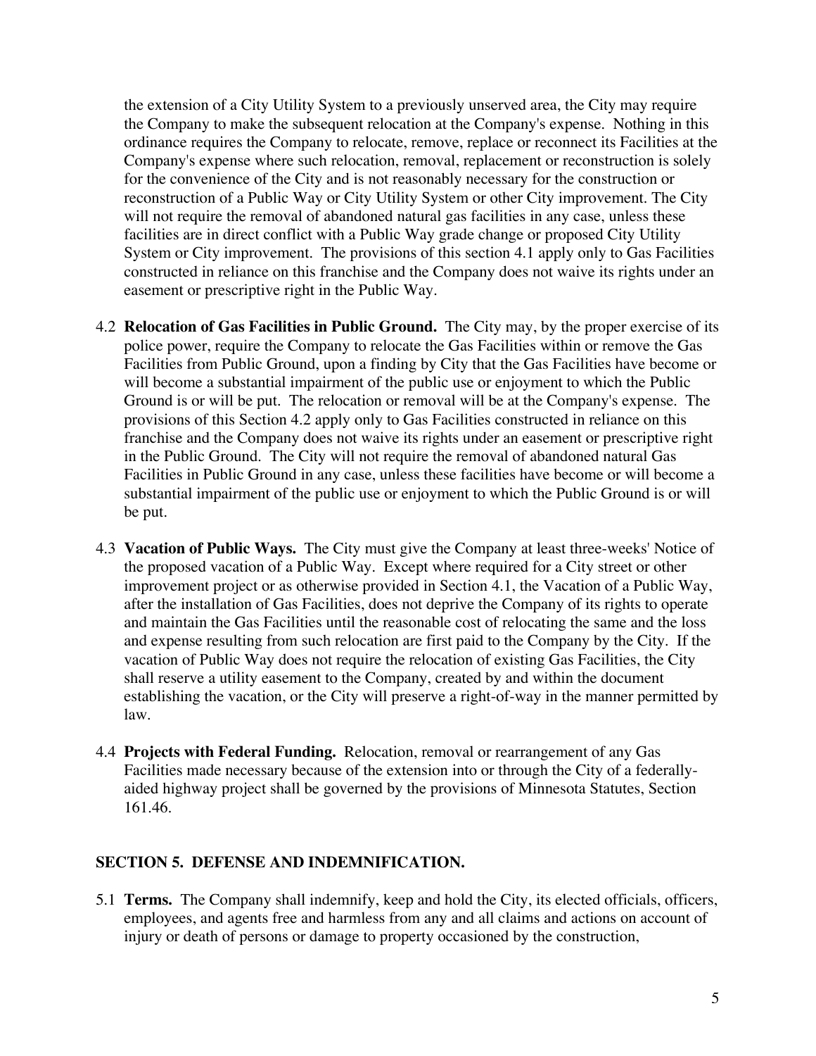the extension of a City Utility System to a previously unserved area, the City may require the Company to make the subsequent relocation at the Company's expense. Nothing in this ordinance requires the Company to relocate, remove, replace or reconnect its Facilities at the Company's expense where such relocation, removal, replacement or reconstruction is solely for the convenience of the City and is not reasonably necessary for the construction or reconstruction of a Public Way or City Utility System or other City improvement. The City will not require the removal of abandoned natural gas facilities in any case, unless these facilities are in direct conflict with a Public Way grade change or proposed City Utility System or City improvement. The provisions of this section 4.1 apply only to Gas Facilities constructed in reliance on this franchise and the Company does not waive its rights under an easement or prescriptive right in the Public Way.

4.2 **Relocation of Gas Facilities in Public Ground.** The City may, by the proper exercise of its police power, require the Company to relocate the Gas Facilities within or remove the Gas Facilities from Public Ground, upon a finding by City that the Gas Facilities have become or will become a substantial impairment of the public use or enjoyment to which the Public Ground is or will be put. The relocation or removal will be at the Company's expense. The provisions of this Section 4.2 apply only to Gas Facilities constructed in reliance on this franchise and the Company does not waive its rights under an easement or prescriptive right in the Public Ground. The City will not require the removal of abandoned natural Gas Facilities in Public Ground in any case, unless these facilities have become or will become a substantial impairment of the public use or enjoyment to which the Public Ground is or will be put.

4.3 **Vacation of Public Ways.** The City must give the Company at least three-weeks' Notice of the proposed vacation of a Public Way. Except where required for a City street or other improvement project or as otherwise provided in Section 4.1, the Vacation of a Public Way, after the installation of Gas Facilities, does not deprive the Company of its rights to operate and maintain the Gas Facilities until the reasonable cost of relocating the same and the loss and expense resulting from such relocation are first paid to the Company by the City. If the vacation of Public Way does not require the relocation of existing Gas Facilities, the City shall reserve a utility easement to the Company, created by and within the document establishing the vacation, or the City will preserve a right-of-way in the manner permitted by law.

4.4 **Projects with Federal Funding.** Relocation, removal or rearrangement of any Gas Facilities made necessary because of the extension into or through the City of a federally-aided highway project shall be governed by the provisions of Minnesota Statutes, Section 161.46.

## SECTION 5. DEFENSE AND INDEMNIFICATION.

5.1 **Terms.** The Company shall indemnify, keep and hold the City, its elected officials, officers, employees, and agents free and harmless from any and all claims and actions on account of injury or death of persons or damage to property occasioned by the construction,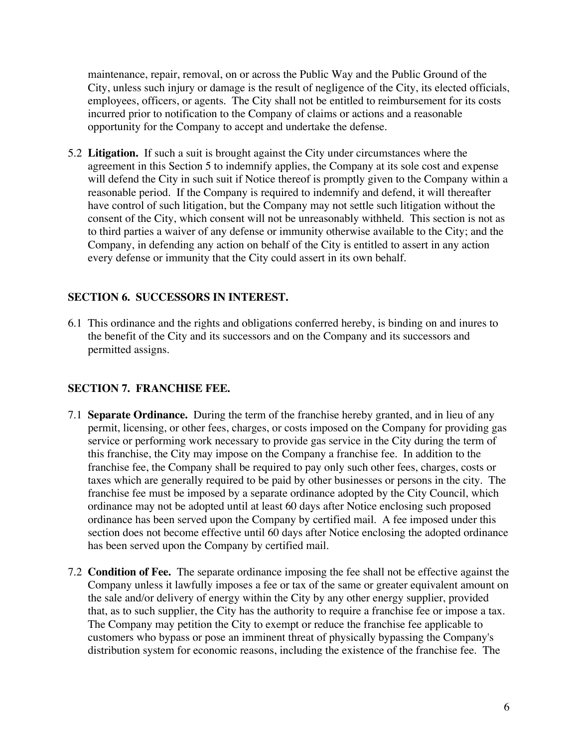maintenance, repair, removal, on or across the Public Way and the Public Ground of the City, unless such injury or damage is the result of negligence of the City, its elected officials, employees, officers, or agents. The City shall not be entitled to reimbursement for its costs incurred prior to notification to the Company of claims or actions and a reasonable opportunity for the Company to accept and undertake the defense.

5.2 **Litigation.** If such a suit is brought against the City under circumstances where the agreement in this Section 5 to indemnify applies, the Company at its sole cost and expense will defend the City in such suit if Notice thereof is promptly given to the Company within a reasonable period. If the Company is required to indemnify and defend, it will thereafter have control of such litigation, but the Company may not settle such litigation without the consent of the City, which consent will not be unreasonably withheld. This section is not as to third parties a waiver of any defense or immunity otherwise available to the City; and the Company, in defending any action on behalf of the City is entitled to assert in any action every defense or immunity that the City could assert in its own behalf.

## SECTION 6. SUCCESSORS IN INTEREST.

6.1 This ordinance and the rights and obligations conferred hereby, is binding on and inures to the benefit of the City and its successors and on the Company and its successors and permitted assigns.

## SECTION 7. FRANCHISE FEE.

7.1 **Separate Ordinance.** During the term of the franchise hereby granted, and in lieu of any permit, licensing, or other fees, charges, or costs imposed on the Company for providing gas service or performing work necessary to provide gas service in the City during the term of this franchise, the City may impose on the Company a franchise fee. In addition to the franchise fee, the Company shall be required to pay only such other fees, charges, costs or taxes which are generally required to be paid by other businesses or persons in the city. The franchise fee must be imposed by a separate ordinance adopted by the City Council, which ordinance may not be adopted until at least 60 days after Notice enclosing such proposed ordinance has been served upon the Company by certified mail. A fee imposed under this section does not become effective until 60 days after Notice enclosing the adopted ordinance has been served upon the Company by certified mail.

7.2 **Condition of Fee.** The separate ordinance imposing the fee shall not be effective against the Company unless it lawfully imposes a fee or tax of the same or greater equivalent amount on the sale and/or delivery of energy within the City by any other energy supplier, provided that, as to such supplier, the City has the authority to require a franchise fee or impose a tax. The Company may petition the City to exempt or reduce the franchise fee applicable to customers who bypass or pose an imminent threat of physically bypassing the Company's distribution system for economic reasons, including the existence of the franchise fee. The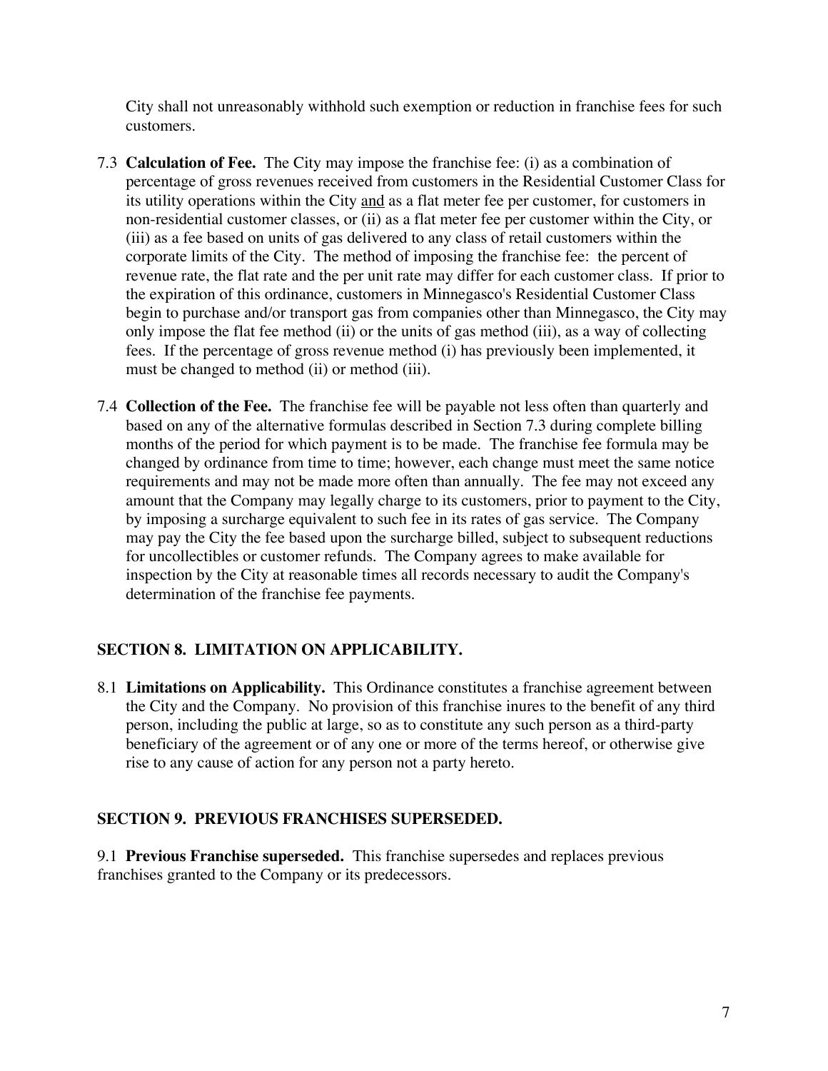City shall not unreasonably withhold such exemption or reduction in franchise fees for such customers.

7.3 **Calculation of Fee.** The City may impose the franchise fee: (i) as a combination of percentage of gross revenues received from customers in the Residential Customer Class for its utility operations within the City and as a flat meter fee per customer, for customers in non-residential customer classes, or (ii) as a flat meter fee per customer within the City, or (iii) as a fee based on units of gas delivered to any class of retail customers within the corporate limits of the City. The method of imposing the franchise fee: the percent of revenue rate, the flat rate and the per unit rate may differ for each customer class. If prior to the expiration of this ordinance, customers in Minnegasco's Residential Customer Class begin to purchase and/or transport gas from companies other than Minnegasco, the City may only impose the flat fee method (ii) or the units of gas method (iii), as a way of collecting fees. If the percentage of gross revenue method (i) has previously been implemented, it must be changed to method (ii) or method (iii).

7.4 **Collection of the Fee.** The franchise fee will be payable not less often than quarterly and based on any of the alternative formulas described in Section 7.3 during complete billing months of the period for which payment is to be made. The franchise fee formula may be changed by ordinance from time to time; however, each change must meet the same notice requirements and may not be made more often than annually. The fee may not exceed any amount that the Company may legally charge to its customers, prior to payment to the City, by imposing a surcharge equivalent to such fee in its rates of gas service. The Company may pay the City the fee based upon the surcharge billed, subject to subsequent reductions for uncollectibles or customer refunds. The Company agrees to make available for inspection by the City at reasonable times all records necessary to audit the Company's determination of the franchise fee payments.

## SECTION 8. LIMITATION ON APPLICABILITY.

8.1 **Limitations on Applicability.** This Ordinance constitutes a franchise agreement between the City and the Company. No provision of this franchise inures to the benefit of any third person, including the public at large, so as to constitute any such person as a third-party beneficiary of the agreement or of any one or more of the terms hereof, or otherwise give rise to any cause of action for any person not a party hereto.

## SECTION 9. PREVIOUS FRANCHISES SUPERSEDED.

9.1 **Previous Franchise superseded.** This franchise supersedes and replaces previous franchises granted to the Company or its predecessors.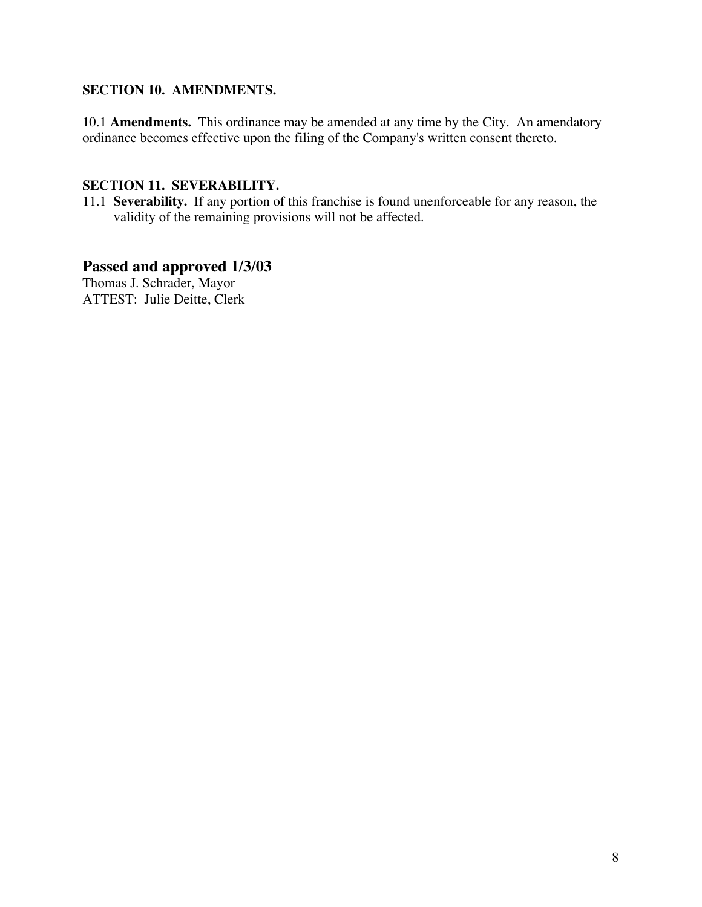### SECTION 10. AMENDMENTS.

10.1 **Amendments.** This ordinance may be amended at any time by the City. An amendatory ordinance becomes effective upon the filing of the Company's written consent thereto.

### SECTION 11. SEVERABILITY.

11.1 **Severability.** If any portion of this franchise is found unenforceable for any reason, the validity of the remaining provisions will not be affected.

## Passed and approved 1/3/03

Thomas J. Schrader, Mayor  
ATTEST: Julie Deitte, Clerk